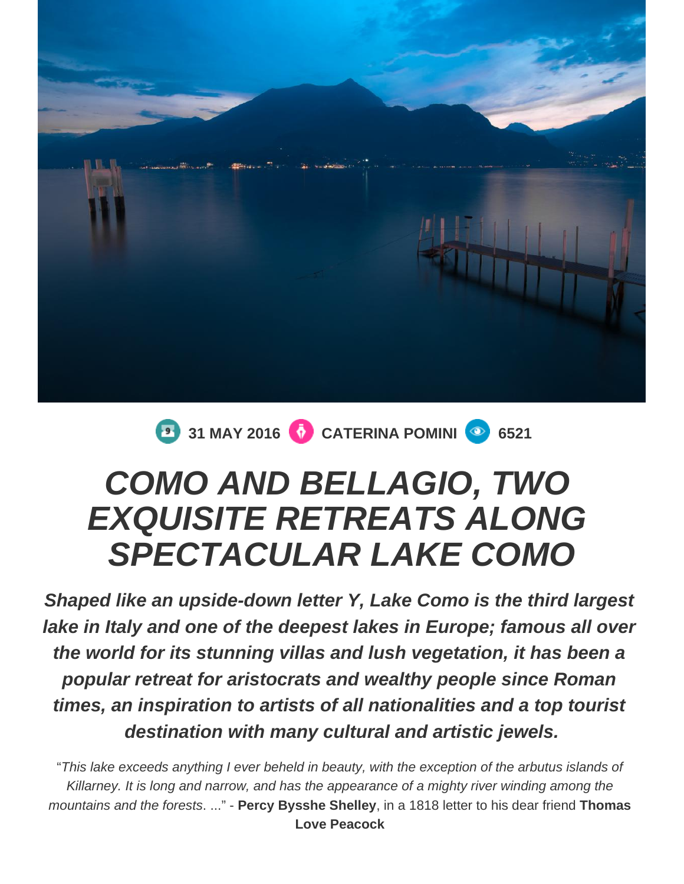31 MAY 2016 CATERINA POMINI 6521

# *COMO AND BELLAGIO, TWO EXQUISITE RETREATS ALONG SPECTACULAR LAKE COMO*

***Shaped like an upside-down letter Y, Lake Como is the third largest lake in Italy and one of the deepest lakes in Europe; famous all over the world for its stunning villas and lush vegetation, it has been a popular retreat for aristocrats and wealthy people since Roman times, an inspiration to artists of all nationalities and a top tourist destination with many cultural and artistic jewels.***

"*This lake exceeds anything I ever beheld in beauty, with the exception of the arbutus islands of Killarney. It is long and narrow, and has the appearance of a mighty river winding among the mountains and the forests*. ..." - **Percy Bysshe Shelley**, in a 1818 letter to his dear friend **Thomas Love Peacock**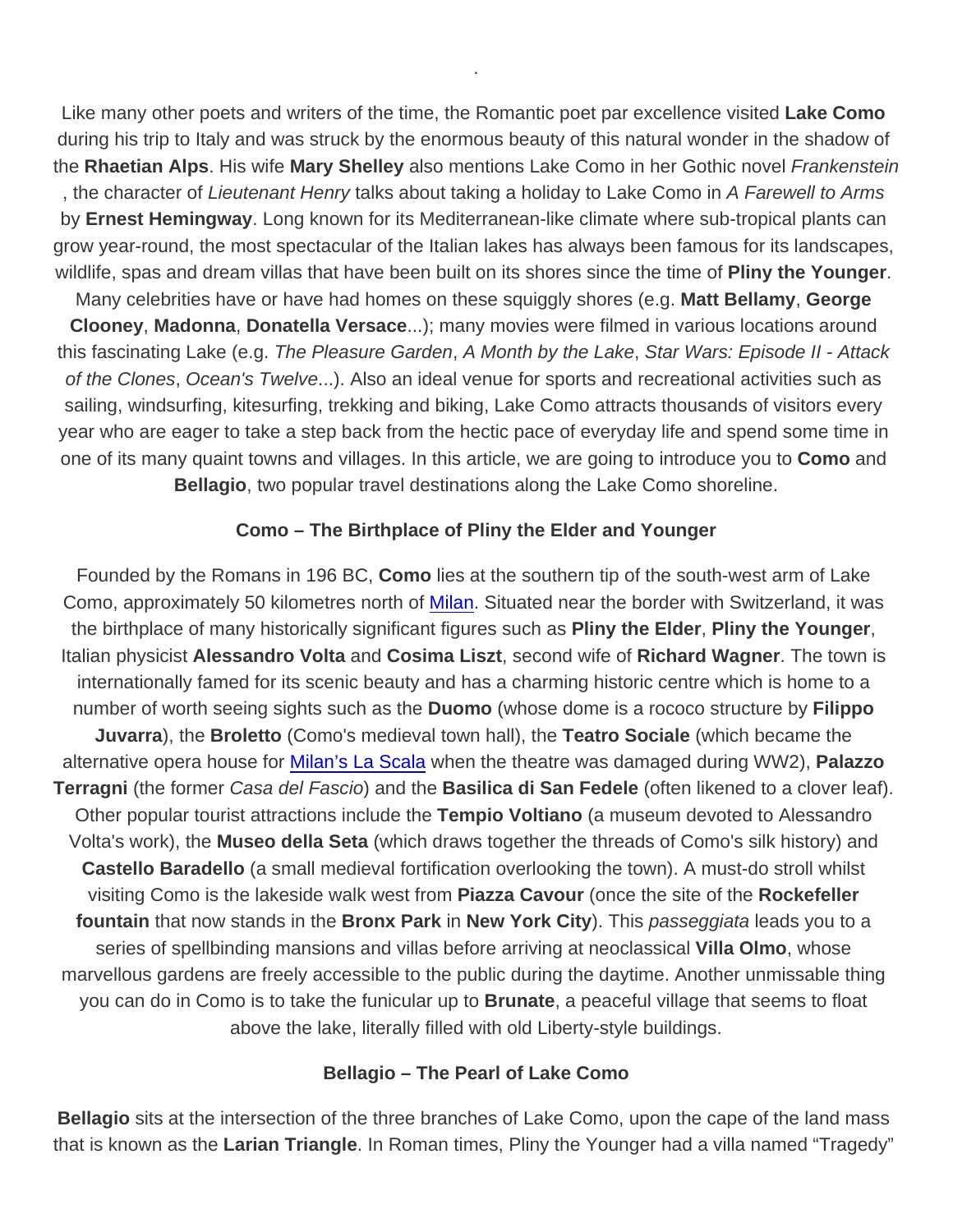Like many other poets and writers of the time, the Romantic poet par excellence visited **Lake Como** during his trip to Italy and was struck by the enormous beauty of this natural wonder in the shadow of the **Rhaetian Alps**. His wife **Mary Shelley** also mentions Lake Como in her Gothic novel *Frankenstein* , the character of *Lieutenant Henry* talks about taking a holiday to Lake Como in *A Farewell to Arms* by **Ernest Hemingway**. Long known for its Mediterranean-like climate where sub-tropical plants can grow year-round, the most spectacular of the Italian lakes has always been famous for its landscapes, wildlife, spas and dream villas that have been built on its shores since the time of **Pliny the Younger**. Many celebrities have or have had homes on these squiggly shores (e.g. **Matt Bellamy**, **George Clooney**, **Madonna**, **Donatella Versace**...); many movies were filmed in various locations around this fascinating Lake (e.g. *The Pleasure Garden*, *A Month by the Lake*, *Star Wars: Episode II - Attack of the Clones*, *Ocean's Twelve*...). Also an ideal venue for sports and recreational activities such as sailing, windsurfing, kitesurfing, trekking and biking, Lake Como attracts thousands of visitors every year who are eager to take a step back from the hectic pace of everyday life and spend some time in one of its many quaint towns and villages. In this article, we are going to introduce you to **Como** and **Bellagio**, two popular travel destinations along the Lake Como shoreline.

**Como – The Birthplace of Pliny the Elder and Younger**

Founded by the Romans in 196 BC, **Como** lies at the southern tip of the south-west arm of Lake Como, approximately 50 kilometres north of Milan. Situated near the border with Switzerland, it was the birthplace of many historically significant figures such as **Pliny the Elder**, **Pliny the Younger**, Italian physicist **Alessandro Volta** and **Cosima Liszt**, second wife of **Richard Wagner**. The town is internationally famed for its scenic beauty and has a charming historic centre which is home to a number of worth seeing sights such as the **Duomo** (whose dome is a rococo structure by **Filippo Juvarra**), the **Broletto** (Como's medieval town hall), the **Teatro Sociale** (which became the alternative opera house for Milan's La Scala when the theatre was damaged during WW2), **Palazzo Terragni** (the former *Casa del Fascio*) and the **Basilica di San Fedele** (often likened to a clover leaf). Other popular tourist attractions include the **Tempio Voltiano** (a museum devoted to Alessandro Volta's work), the **Museo della Seta** (which draws together the threads of Como's silk history) and **Castello Baradello** (a small medieval fortification overlooking the town). A must-do stroll whilst visiting Como is the lakeside walk west from **Piazza Cavour** (once the site of the **Rockefeller fountain** that now stands in the **Bronx Park** in **New York City**). This *passeggiata* leads you to a series of spellbinding mansions and villas before arriving at neoclassical **Villa Olmo**, whose marvellous gardens are freely accessible to the public during the daytime. Another unmissable thing you can do in Como is to take the funicular up to **Brunate**, a peaceful village that seems to float above the lake, literally filled with old Liberty-style buildings.

**Bellagio – The Pearl of Lake Como**

**Bellagio** sits at the intersection of the three branches of Lake Como, upon the cape of the land mass that is known as the **Larian Triangle**. In Roman times, Pliny the Younger had a villa named "Tragedy"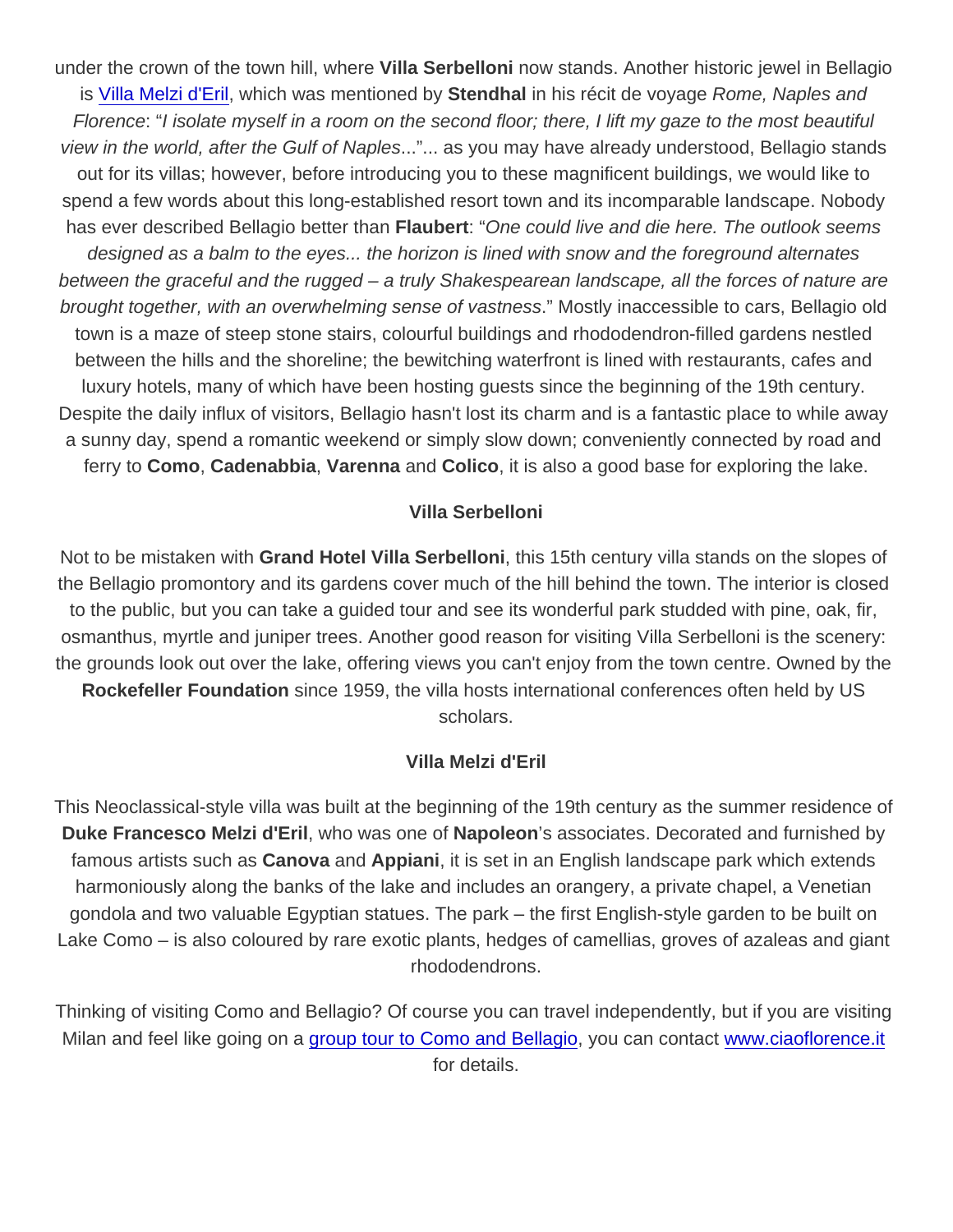under the crown of the town hill, where **Villa Serbelloni** now stands. Another historic jewel in Bellagio is [Villa Melzi d'Eril](), which was mentioned by **Stendhal** in his récit de voyage *Rome, Naples and Florence*: "*I isolate myself in a room on the second floor; there, I lift my gaze to the most beautiful view in the world, after the Gulf of Naples*..."... as you may have already understood, Bellagio stands out for its villas; however, before introducing you to these magnificent buildings, we would like to spend a few words about this long-established resort town and its incomparable landscape. Nobody has ever described Bellagio better than **Flaubert**: "*One could live and die here. The outlook seems designed as a balm to the eyes... the horizon is lined with snow and the foreground alternates between the graceful and the rugged – a truly Shakespearean landscape, all the forces of nature are brought together, with an overwhelming sense of vastness*." Mostly inaccessible to cars, Bellagio old town is a maze of steep stone stairs, colourful buildings and rhododendron-filled gardens nestled between the hills and the shoreline; the bewitching waterfront is lined with restaurants, cafes and luxury hotels, many of which have been hosting guests since the beginning of the 19th century. Despite the daily influx of visitors, Bellagio hasn't lost its charm and is a fantastic place to while away a sunny day, spend a romantic weekend or simply slow down; conveniently connected by road and ferry to **Como**, **Cadenabbia**, **Varenna** and **Colico**, it is also a good base for exploring the lake.

**Villa Serbelloni**

Not to be mistaken with **Grand Hotel Villa Serbelloni**, this 15th century villa stands on the slopes of the Bellagio promontory and its gardens cover much of the hill behind the town. The interior is closed to the public, but you can take a guided tour and see its wonderful park studded with pine, oak, fir, osmanthus, myrtle and juniper trees. Another good reason for visiting Villa Serbelloni is the scenery: the grounds look out over the lake, offering views you can't enjoy from the town centre. Owned by the **Rockefeller Foundation** since 1959, the villa hosts international conferences often held by US scholars.

**Villa Melzi d'Eril**

This Neoclassical-style villa was built at the beginning of the 19th century as the summer residence of **Duke Francesco Melzi d'Eril**, who was one of **Napoleon**'s associates. Decorated and furnished by famous artists such as **Canova** and **Appiani**, it is set in an English landscape park which extends harmoniously along the banks of the lake and includes an orangery, a private chapel, a Venetian gondola and two valuable Egyptian statues. The park – the first English-style garden to be built on Lake Como – is also coloured by rare exotic plants, hedges of camellias, groves of azaleas and giant rhododendrons.

Thinking of visiting Como and Bellagio? Of course you can travel independently, but if you are visiting Milan and feel like going on a [group tour to Como and Bellagio](), you can contact [www.ciaoflorence.it]() for details.